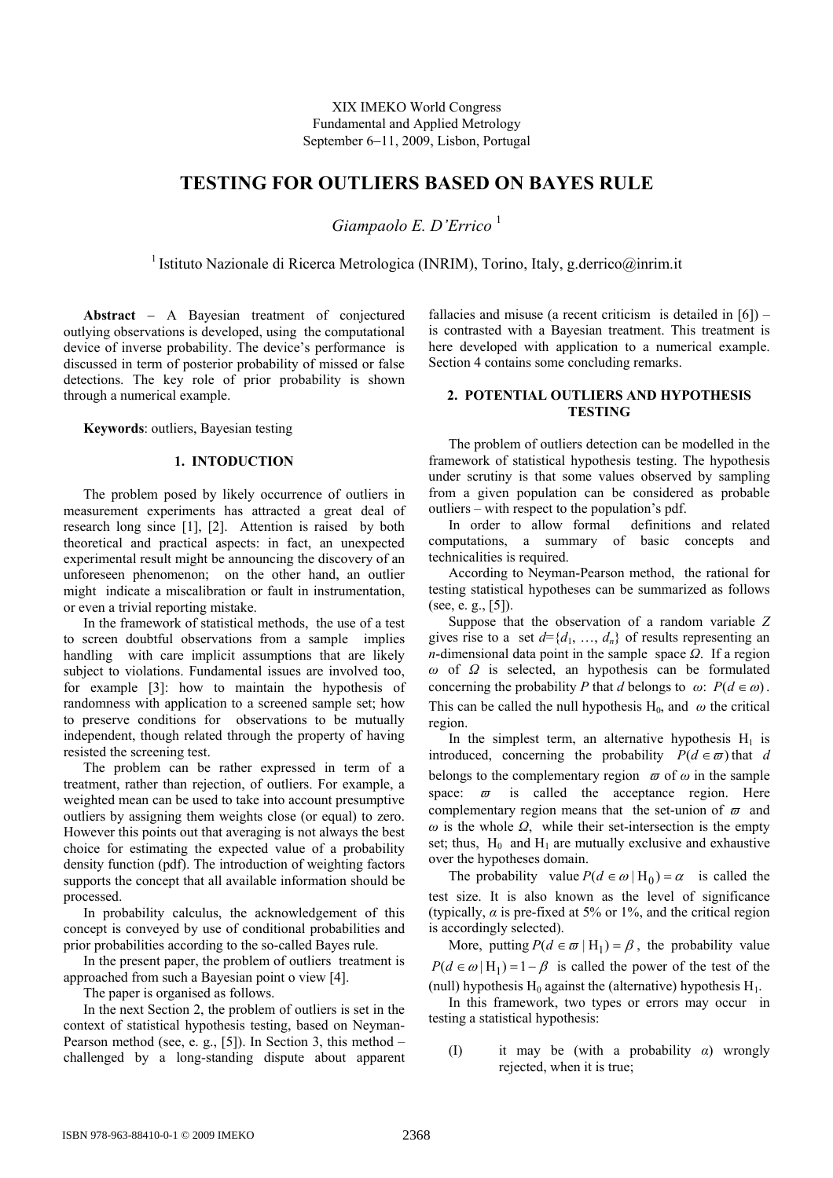XIX IMEKO World Congress
Fundamental and Applied Metrology
September 6−11, 2009, Lisbon, Portugal

# TESTING FOR OUTLIERS BASED ON BAYES RULE

*Giampaolo E. D'Errico* [1]

[1] Istituto Nazionale di Ricerca Metrologica (INRIM), Torino, Italy, g.derrico@inrim.it

**Abstract** − A Bayesian treatment of conjectured outlying observations is developed, using the computational device of inverse probability. The device's performance is discussed in term of posterior probability of missed or false detections. The key role of prior probability is shown through a numerical example.

**Keywords**: outliers, Bayesian testing

## 1. INTODUCTION

The problem posed by likely occurrence of outliers in measurement experiments has attracted a great deal of research long since [1], [2]. Attention is raised by both theoretical and practical aspects: in fact, an unexpected experimental result might be announcing the discovery of an unforeseen phenomenon; on the other hand, an outlier might indicate a miscalibration or fault in instrumentation, or even a trivial reporting mistake.

In the framework of statistical methods, the use of a test to screen doubtful observations from a sample implies handling with care implicit assumptions that are likely subject to violations. Fundamental issues are involved too, for example [3]: how to maintain the hypothesis of randomness with application to a screened sample set; how to preserve conditions for observations to be mutually independent, though related through the property of having resisted the screening test.

The problem can be rather expressed in term of a treatment, rather than rejection, of outliers. For example, a weighted mean can be used to take into account presumptive outliers by assigning them weights close (or equal) to zero. However this points out that averaging is not always the best choice for estimating the expected value of a probability density function (pdf). The introduction of weighting factors supports the concept that all available information should be processed.

In probability calculus, the acknowledgement of this concept is conveyed by use of conditional probabilities and prior probabilities according to the so-called Bayes rule.

In the present paper, the problem of outliers treatment is approached from such a Bayesian point o view [4].

The paper is organised as follows.

In the next Section 2, the problem of outliers is set in the context of statistical hypothesis testing, based on Neyman-Pearson method (see, e. g., [5]). In Section 3, this method – challenged by a long-standing dispute about apparent fallacies and misuse (a recent criticism is detailed in [6]) – is contrasted with a Bayesian treatment. This treatment is here developed with application to a numerical example. Section 4 contains some concluding remarks.

## 2. POTENTIAL OUTLIERS AND HYPOTHESIS TESTING

The problem of outliers detection can be modelled in the framework of statistical hypothesis testing. The hypothesis under scrutiny is that some values observed by sampling from a given population can be considered as probable outliers – with respect to the population's pdf.

In order to allow formal definitions and related computations, a summary of basic concepts and technicalities is required.

According to Neyman-Pearson method, the rational for testing statistical hypotheses can be summarized as follows (see, e. g., [5]).

Suppose that the observation of a random variable $Z$ gives rise to a set $d=\{d_1, \ldots, d_n\}$ of results representing an $n$-dimensional data point in the sample space $\Omega$. If a region $\omega$ of $\Omega$ is selected, an hypothesis can be formulated concerning the probability $P$ that $d$ belongs to $\omega$: $P(d \in \omega)$. This can be called the null hypothesis $H_0$, and $\omega$ the critical region.

In the simplest term, an alternative hypothesis $H_1$ is introduced, concerning the probability $P(d \in \varpi)$ that $d$ belongs to the complementary region $\varpi$ of $\omega$ in the sample space: $\varpi$ is called the acceptance region. Here complementary region means that the set-union of $\varpi$ and $\omega$ is the whole $\Omega$, while their set-intersection is the empty set; thus, $H_0$ and $H_1$ are mutually exclusive and exhaustive over the hypotheses domain.

The probability value $P(d \in \omega \mid H_0) = \alpha$ is called the test size. It is also known as the level of significance (typically, $\alpha$ is pre-fixed at 5% or 1%, and the critical region is accordingly selected).

More, putting $P(d \in \varpi \mid H_1) = \beta$, the probability value $P(d \in \omega \mid H_1) = 1 - \beta$ is called the power of the test of the (null) hypothesis $H_0$ against the (alternative) hypothesis $H_1$.

In this framework, two types or errors may occur in testing a statistical hypothesis:

(I) it may be (with a probability $\alpha$) wrongly rejected, when it is true;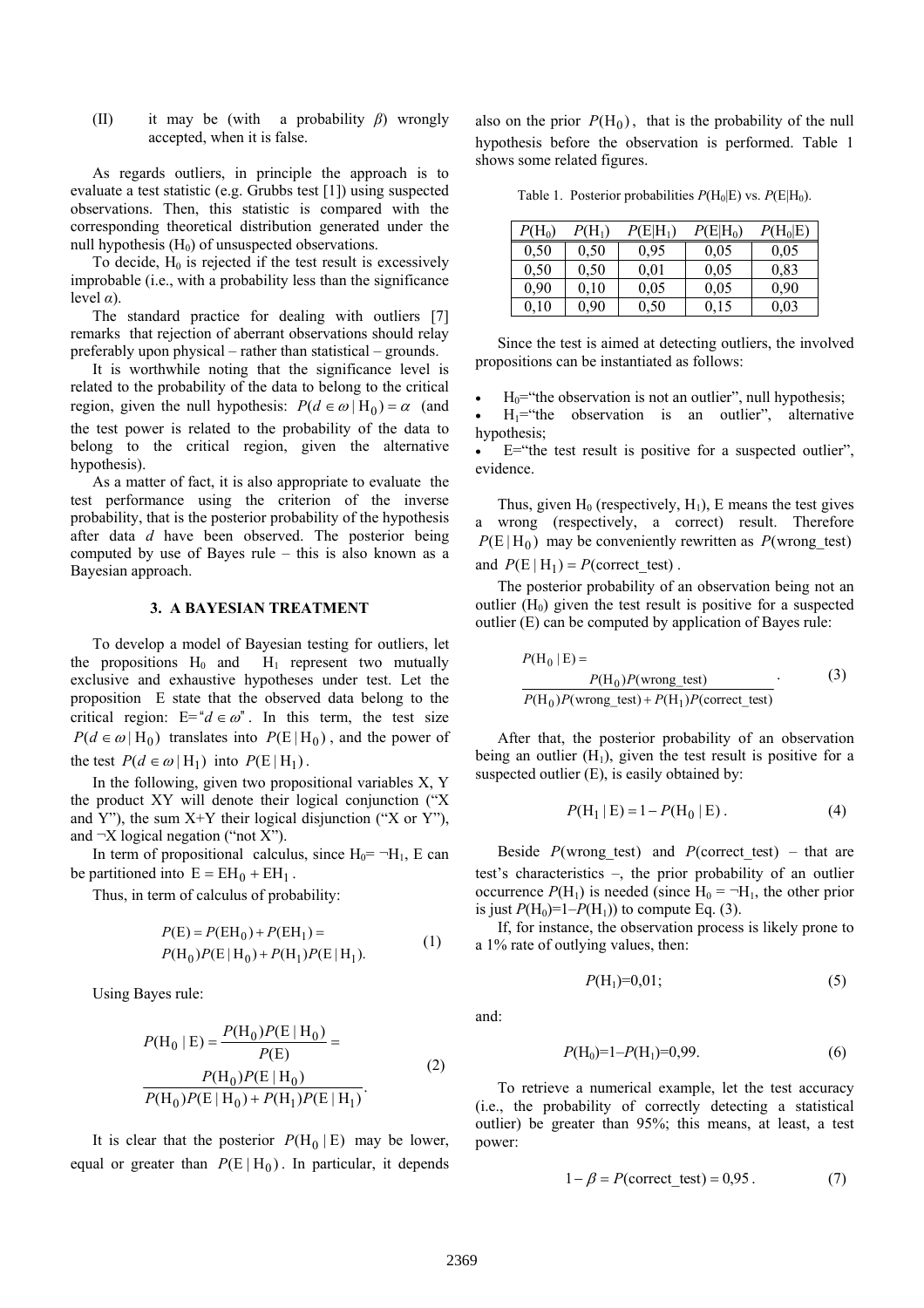(II) it may be (with a probability $\beta$) wrongly accepted, when it is false.

As regards outliers, in principle the approach is to evaluate a test statistic (e.g. Grubbs test [1]) using suspected observations. Then, this statistic is compared with the corresponding theoretical distribution generated under the null hypothesis ($H_0$) of unsuspected observations.

To decide, $H_0$ is rejected if the test result is excessively improbable (i.e., with a probability less than the significance level $\alpha$).

The standard practice for dealing with outliers [7] remarks that rejection of aberrant observations should relay preferably upon physical – rather than statistical – grounds.

It is worthwhile noting that the significance level is related to the probability of the data to belong to the critical region, given the null hypothesis: $P(d \in \omega \mid H_0) = \alpha$ (and the test power is related to the probability of the data to belong to the critical region, given the alternative hypothesis).

As a matter of fact, it is also appropriate to evaluate the test performance using the criterion of the inverse probability, that is the posterior probability of the hypothesis after data $d$ have been observed. The posterior being computed by use of Bayes rule – this is also known as a Bayesian approach.

## 3. A BAYESIAN TREATMENT

To develop a model of Bayesian testing for outliers, let the propositions $H_0$ and $H_1$ represent two mutually exclusive and exhaustive hypotheses under test. Let the proposition E state that the observed data belong to the critical region: E="$d \in \omega$". In this term, the test size $P(d \in \omega \mid H_0)$ translates into $P(E \mid H_0)$, and the power of the test $P(d \in \omega \mid H_1)$ into $P(E \mid H_1)$.

In the following, given two propositional variables X, Y the product XY will denote their logical conjunction ("X and Y"), the sum X+Y their logical disjunction ("X or Y"), and ¬X logical negation ("not X").

In term of propositional calculus, since $H_0 = \neg H_1$, E can be partitioned into $E = EH_0 + EH_1$.

Thus, in term of calculus of probability:

$$P(E) = P(EH_0) + P(EH_1) = P(H_0)P(E \mid H_0) + P(H_1)P(E \mid H_1). \tag{1}$$

Using Bayes rule:

$$P(H_0 \mid E) = \frac{P(H_0)P(E \mid H_0)}{P(E)} = \frac{P(H_0)P(E \mid H_0)}{P(H_0)P(E \mid H_0) + P(H_1)P(E \mid H_1)}. \tag{2}$$

It is clear that the posterior $P(H_0 \mid E)$ may be lower, equal or greater than $P(E \mid H_0)$. In particular, it depends also on the prior $P(H_0)$, that is the probability of the null hypothesis before the observation is performed. Table 1 shows some related figures.

Table 1. Posterior probabilities $P(H_0|E)$ vs. $P(E|H_0)$.

| $P(H_0)$ | $P(H_1)$ | $P(E\|H_1)$ | $P(E\|H_0)$ | $P(H_0\|E)$ |
|---|---|---|---|---|
| 0,50 | 0,50 | 0,95 | 0,05 | 0,05 |
| 0,50 | 0,50 | 0,01 | 0,05 | 0,83 |
| 0,90 | 0,10 | 0,05 | 0,05 | 0,90 |
| 0,10 | 0,90 | 0,50 | 0,15 | 0,03 |

Since the test is aimed at detecting outliers, the involved propositions can be instantiated as follows:

- $H_0$="the observation is not an outlier", null hypothesis;
- $H_1$="the observation is an outlier", alternative hypothesis;
- E="the test result is positive for a suspected outlier", evidence.

Thus, given $H_0$ (respectively, $H_1$), E means the test gives a wrong (respectively, a correct) result. Therefore $P(E \mid H_0)$ may be conveniently rewritten as $P(\text{wrong\_test})$ and $P(E \mid H_1) = P(\text{correct\_test})$.

The posterior probability of an observation being not an outlier ($H_0$) given the test result is positive for a suspected outlier (E) can be computed by application of Bayes rule:

$$P(H_0 \mid E) = \frac{P(H_0)P(\text{wrong\_test})}{P(H_0)P(\text{wrong\_test}) + P(H_1)P(\text{correct\_test})}. \tag{3}$$

After that, the posterior probability of an observation being an outlier ($H_1$), given the test result is positive for a suspected outlier (E), is easily obtained by:

$$P(H_1 \mid E) = 1 - P(H_0 \mid E). \tag{4}$$

Beside $P(\text{wrong\_test})$ and $P(\text{correct\_test})$ – that are test's characteristics –, the prior probability of an outlier occurrence $P(H_1)$ is needed (since $H_0 = \neg H_1$, the other prior is just $P(H_0)=1-P(H_1)$) to compute Eq. (3).

If, for instance, the observation process is likely prone to a 1% rate of outlying values, then:

$$P(H_1)=0{,}01; \tag{5}$$

and:

$$P(H_0)=1-P(H_1)=0{,}99. \tag{6}$$

To retrieve a numerical example, let the test accuracy (i.e., the probability of correctly detecting a statistical outlier) be greater than 95%; this means, at least, a test power:

$$1 - \beta = P(\text{correct\_test}) = 0{,}95. \tag{7}$$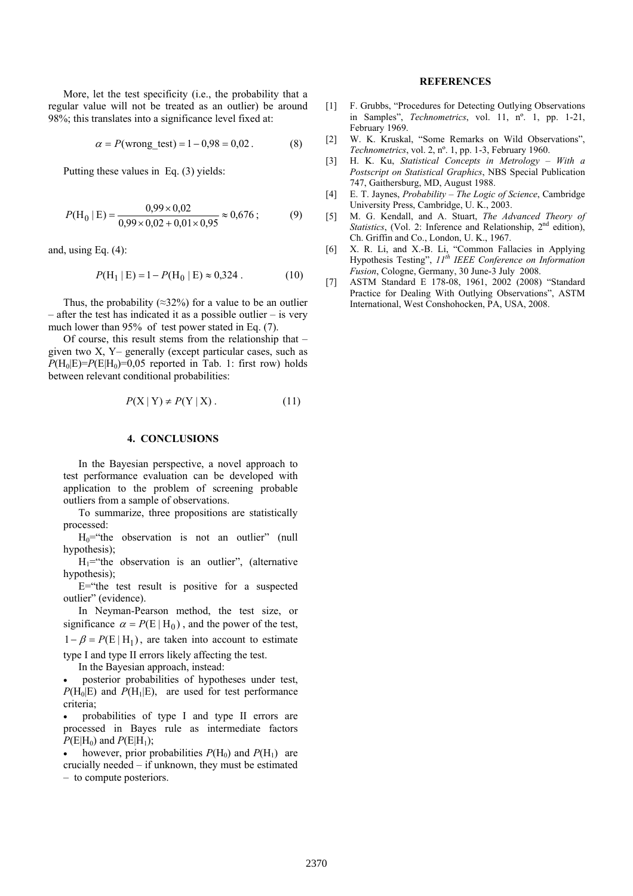More, let the test specificity (i.e., the probability that a regular value will not be treated as an outlier) be around 98%; this translates into a significance level fixed at:

$$\alpha = P(\text{wrong\_test}) = 1 - 0{,}98 = 0{,}02 \,. \tag{8}$$

Putting these values in Eq. (3) yields:

$$P(\mathrm{H}_0 \mid \mathrm{E}) = \frac{0{,}99 \times 0{,}02}{0{,}99 \times 0{,}02 + 0{,}01 \times 0{,}95} \approx 0{,}676 \,; \tag{9}$$

and, using Eq. (4):

$$P(\mathrm{H}_1 \mid \mathrm{E}) = 1 - P(\mathrm{H}_0 \mid \mathrm{E}) \approx 0{,}324 \,. \tag{10}$$

Thus, the probability (≈32%) for a value to be an outlier – after the test has indicated it as a possible outlier – is very much lower than 95% of test power stated in Eq. (7).

Of course, this result stems from the relationship that – given two X, Y– generally (except particular cases, such as $P(\mathrm{H}_0|\mathrm{E})=P(\mathrm{E}|\mathrm{H}_0)=0{,}05$ reported in Tab. 1: first row) holds between relevant conditional probabilities:

$$P(\mathrm{X} \mid \mathrm{Y}) \neq P(\mathrm{Y} \mid \mathrm{X}) \,. \tag{11}$$

## 4. CONCLUSIONS

In the Bayesian perspective, a novel approach to test performance evaluation can be developed with application to the problem of screening probable outliers from a sample of observations.

To summarize, three propositions are statistically processed:

$\mathrm{H}_0$="the observation is not an outlier" (null hypothesis);

$\mathrm{H}_1$="the observation is an outlier", (alternative hypothesis);

E="the test result is positive for a suspected outlier" (evidence).

In Neyman-Pearson method, the test size, or significance $\alpha = P(\mathrm{E} \mid \mathrm{H}_0)$, and the power of the test, $1 - \beta = P(\mathrm{E} \mid \mathrm{H}_1)$, are taken into account to estimate type I and type II errors likely affecting the test.

In the Bayesian approach, instead:

- posterior probabilities of hypotheses under test, $P(\mathrm{H}_0|\mathrm{E})$ and $P(\mathrm{H}_1|\mathrm{E})$, are used for test performance criteria;
- probabilities of type I and type II errors are processed in Bayes rule as intermediate factors $P(\mathrm{E}|\mathrm{H}_0)$ and $P(\mathrm{E}|\mathrm{H}_1)$;
- however, prior probabilities $P(\mathrm{H}_0)$ and $P(\mathrm{H}_1)$ are crucially needed – if unknown, they must be estimated – to compute posteriors.

## REFERENCES

[1] F. Grubbs, "Procedures for Detecting Outlying Observations in Samples", *Technometrics*, vol. 11, nº. 1, pp. 1-21, February 1969.

[2] W. K. Kruskal, "Some Remarks on Wild Observations", *Technometrics*, vol. 2, nº. 1, pp. 1-3, February 1960.

[3] H. K. Ku, *Statistical Concepts in Metrology – With a Postscript on Statistical Graphics*, NBS Special Publication 747, Gaithersburg, MD, August 1988.

[4] E. T. Jaynes, *Probability – The Logic of Science*, Cambridge University Press, Cambridge, U. K., 2003.

[5] M. G. Kendall, and A. Stuart, *The Advanced Theory of Statistics*, (Vol. 2: Inference and Relationship, 2nd edition), Ch. Griffin and Co., London, U. K., 1967.

[6] X. R. Li, and X.-B. Li, "Common Fallacies in Applying Hypothesis Testing", *11th IEEE Conference on Information Fusion*, Cologne, Germany, 30 June-3 July 2008.

[7] ASTM Standard E 178-08, 1961, 2002 (2008) "Standard Practice for Dealing With Outlying Observations", ASTM International, West Conshohocken, PA, USA, 2008.